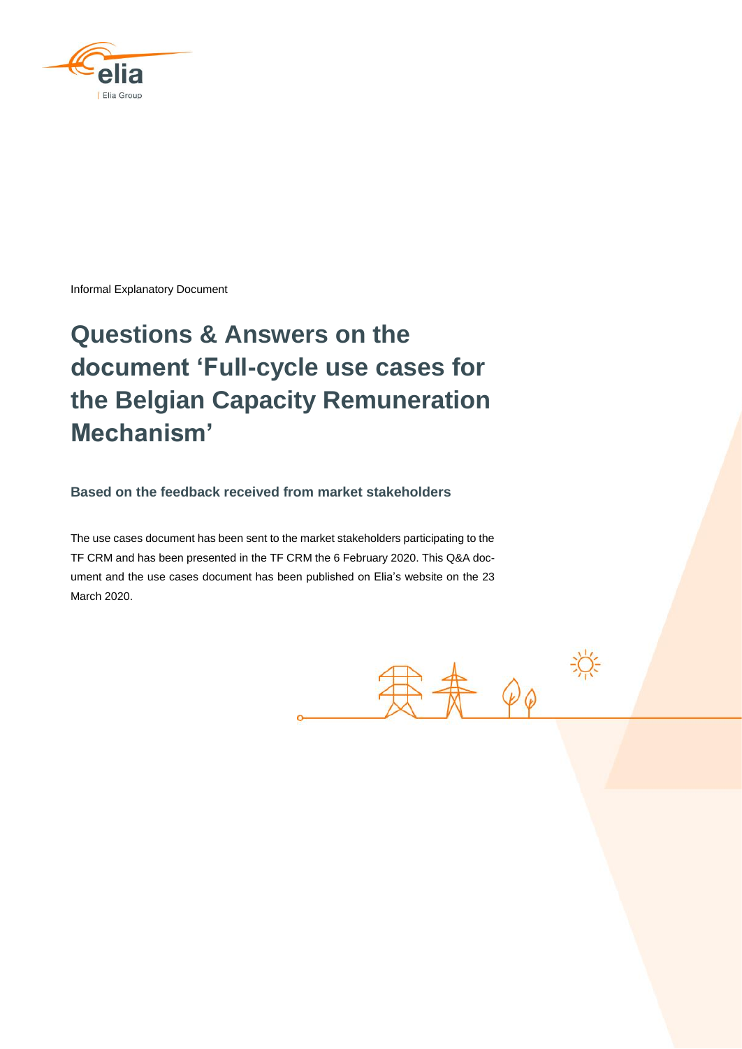Informal Explanatory Document

# Questions & Answers on the document 'Full-cycle use cases for the Belgian Capacity Remuneration Mechanism'

### Based on the feedback received from market stakeholders

The use cases document has been sent to the market stakeholders participating to the TF CRM and has been presented in the TF CRM the 6 February 2020. This Q&A document and the use cases document has been published on Elia's website on the 23 March 2020.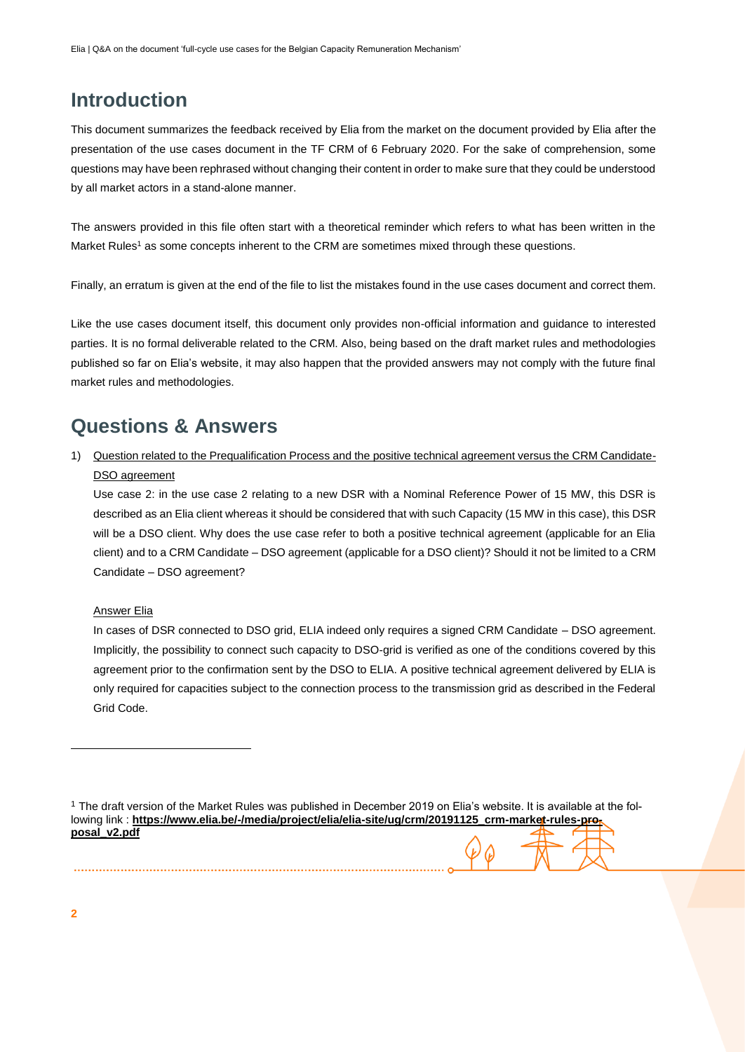# Introduction

This document summarizes the feedback received by Elia from the market on the document provided by Elia after the presentation of the use cases document in the TF CRM of 6 February 2020. For the sake of comprehension, some questions may have been rephrased without changing their content in order to make sure that they could be understood by all market actors in a stand-alone manner.

The answers provided in this file often start with a theoretical reminder which refers to what has been written in the Market Rules[1] as some concepts inherent to the CRM are sometimes mixed through these questions.

Finally, an erratum is given at the end of the file to list the mistakes found in the use cases document and correct them.

Like the use cases document itself, this document only provides non-official information and guidance to interested parties. It is no formal deliverable related to the CRM. Also, being based on the draft market rules and methodologies published so far on Elia's website, it may also happen that the provided answers may not comply with the future final market rules and methodologies.

# Questions & Answers

1) Question related to the Prequalification Process and the positive technical agreement versus the CRM Candidate-DSO agreement

   Use case 2: in the use case 2 relating to a new DSR with a Nominal Reference Power of 15 MW, this DSR is described as an Elia client whereas it should be considered that with such Capacity (15 MW in this case), this DSR will be a DSO client. Why does the use case refer to both a positive technical agreement (applicable for an Elia client) and to a CRM Candidate – DSO agreement (applicable for a DSO client)? Should it not be limited to a CRM Candidate – DSO agreement?

   Answer Elia

   In cases of DSR connected to DSO grid, ELIA indeed only requires a signed CRM Candidate – DSO agreement. Implicitly, the possibility to connect such capacity to DSO-grid is verified as one of the conditions covered by this agreement prior to the confirmation sent by the DSO to ELIA. A positive technical agreement delivered by ELIA is only required for capacities subject to the connection process to the transmission grid as described in the Federal Grid Code.

[1] The draft version of the Market Rules was published in December 2019 on Elia's website. It is available at the following link : **https://www.elia.be/-/media/project/elia/elia-site/ug/crm/20191125_crm-market-rules-proposal_v2.pdf**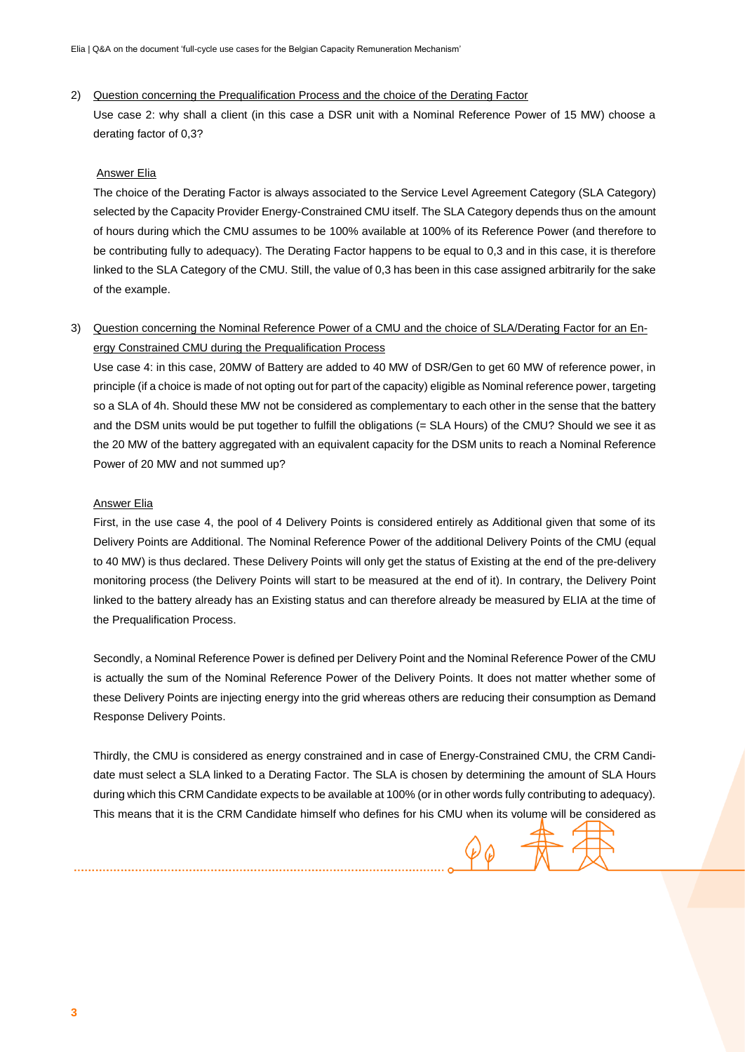2) <u>Question concerning the Prequalification Process and the choice of the Derating Factor</u>

Use case 2: why shall a client (in this case a DSR unit with a Nominal Reference Power of 15 MW) choose a derating factor of 0,3?

<u>Answer Elia</u>

The choice of the Derating Factor is always associated to the Service Level Agreement Category (SLA Category) selected by the Capacity Provider Energy-Constrained CMU itself. The SLA Category depends thus on the amount of hours during which the CMU assumes to be 100% available at 100% of its Reference Power (and therefore to be contributing fully to adequacy). The Derating Factor happens to be equal to 0,3 and in this case, it is therefore linked to the SLA Category of the CMU. Still, the value of 0,3 has been in this case assigned arbitrarily for the sake of the example.

3) <u>Question concerning the Nominal Reference Power of a CMU and the choice of SLA/Derating Factor for an Energy Constrained CMU during the Prequalification Process</u>

Use case 4: in this case, 20MW of Battery are added to 40 MW of DSR/Gen to get 60 MW of reference power, in principle (if a choice is made of not opting out for part of the capacity) eligible as Nominal reference power, targeting so a SLA of 4h. Should these MW not be considered as complementary to each other in the sense that the battery and the DSM units would be put together to fulfill the obligations (= SLA Hours) of the CMU? Should we see it as the 20 MW of the battery aggregated with an equivalent capacity for the DSM units to reach a Nominal Reference Power of 20 MW and not summed up?

<u>Answer Elia</u>

First, in the use case 4, the pool of 4 Delivery Points is considered entirely as Additional given that some of its Delivery Points are Additional. The Nominal Reference Power of the additional Delivery Points of the CMU (equal to 40 MW) is thus declared. These Delivery Points will only get the status of Existing at the end of the pre-delivery monitoring process (the Delivery Points will start to be measured at the end of it). In contrary, the Delivery Point linked to the battery already has an Existing status and can therefore already be measured by ELIA at the time of the Prequalification Process.

Secondly, a Nominal Reference Power is defined per Delivery Point and the Nominal Reference Power of the CMU is actually the sum of the Nominal Reference Power of the Delivery Points. It does not matter whether some of these Delivery Points are injecting energy into the grid whereas others are reducing their consumption as Demand Response Delivery Points.

Thirdly, the CMU is considered as energy constrained and in case of Energy-Constrained CMU, the CRM Candidate must select a SLA linked to a Derating Factor. The SLA is chosen by determining the amount of SLA Hours during which this CRM Candidate expects to be available at 100% (or in other words fully contributing to adequacy). This means that it is the CRM Candidate himself who defines for his CMU when its volume will be considered as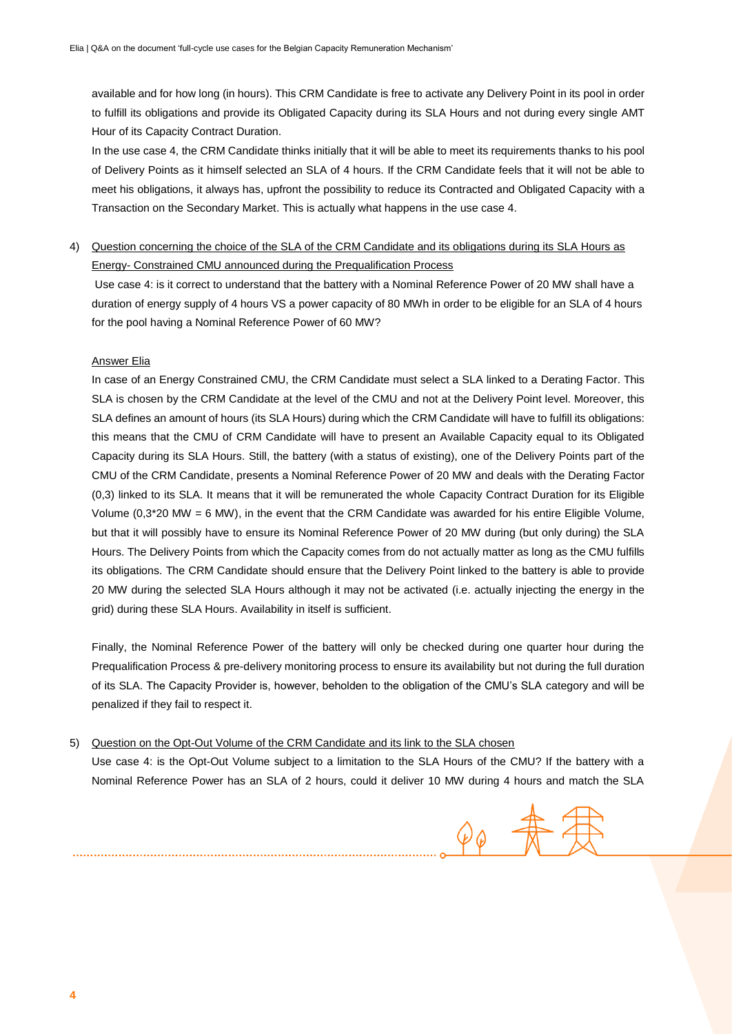available and for how long (in hours). This CRM Candidate is free to activate any Delivery Point in its pool in order to fulfill its obligations and provide its Obligated Capacity during its SLA Hours and not during every single AMT Hour of its Capacity Contract Duration.

In the use case 4, the CRM Candidate thinks initially that it will be able to meet its requirements thanks to his pool of Delivery Points as it himself selected an SLA of 4 hours. If the CRM Candidate feels that it will not be able to meet his obligations, it always has, upfront the possibility to reduce its Contracted and Obligated Capacity with a Transaction on the Secondary Market. This is actually what happens in the use case 4.

4) <u>Question concerning the choice of the SLA of the CRM Candidate and its obligations during its SLA Hours as Energy- Constrained CMU announced during the Prequalification Process</u>

Use case 4: is it correct to understand that the battery with a Nominal Reference Power of 20 MW shall have a duration of energy supply of 4 hours VS a power capacity of 80 MWh in order to be eligible for an SLA of 4 hours for the pool having a Nominal Reference Power of 60 MW?

<u>Answer Elia</u>

In case of an Energy Constrained CMU, the CRM Candidate must select a SLA linked to a Derating Factor. This SLA is chosen by the CRM Candidate at the level of the CMU and not at the Delivery Point level. Moreover, this SLA defines an amount of hours (its SLA Hours) during which the CRM Candidate will have to fulfill its obligations: this means that the CMU of CRM Candidate will have to present an Available Capacity equal to its Obligated Capacity during its SLA Hours. Still, the battery (with a status of existing), one of the Delivery Points part of the CMU of the CRM Candidate, presents a Nominal Reference Power of 20 MW and deals with the Derating Factor (0,3) linked to its SLA. It means that it will be remunerated the whole Capacity Contract Duration for its Eligible Volume (0,3*20 MW = 6 MW), in the event that the CRM Candidate was awarded for his entire Eligible Volume, but that it will possibly have to ensure its Nominal Reference Power of 20 MW during (but only during) the SLA Hours. The Delivery Points from which the Capacity comes from do not actually matter as long as the CMU fulfills its obligations. The CRM Candidate should ensure that the Delivery Point linked to the battery is able to provide 20 MW during the selected SLA Hours although it may not be activated (i.e. actually injecting the energy in the grid) during these SLA Hours. Availability in itself is sufficient.

Finally, the Nominal Reference Power of the battery will only be checked during one quarter hour during the Prequalification Process & pre-delivery monitoring process to ensure its availability but not during the full duration of its SLA. The Capacity Provider is, however, beholden to the obligation of the CMU's SLA category and will be penalized if they fail to respect it.

5) <u>Question on the Opt-Out Volume of the CRM Candidate and its link to the SLA chosen</u>

Use case 4: is the Opt-Out Volume subject to a limitation to the SLA Hours of the CMU? If the battery with a Nominal Reference Power has an SLA of 2 hours, could it deliver 10 MW during 4 hours and match the SLA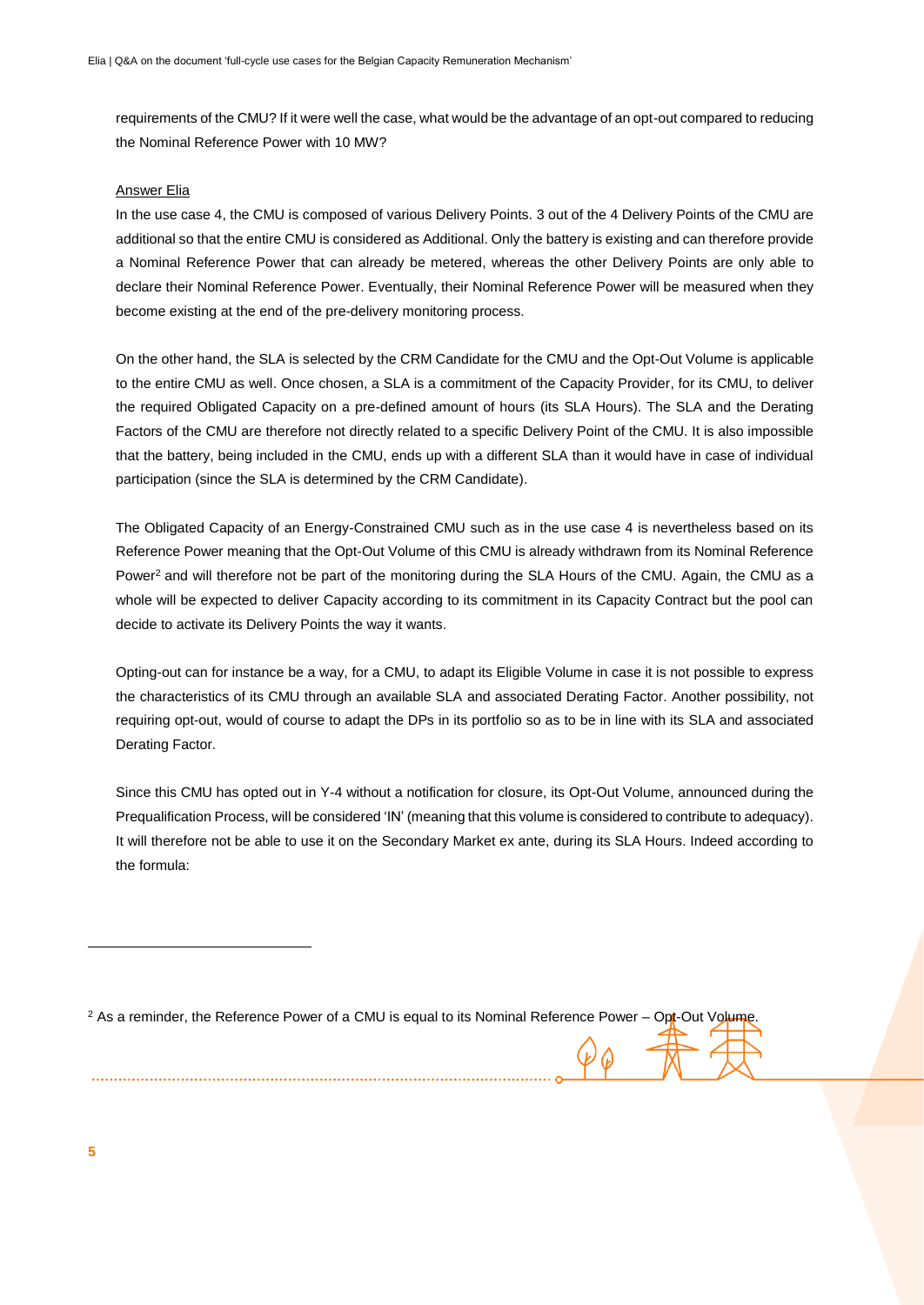requirements of the CMU? If it were well the case, what would be the advantage of an opt-out compared to reducing the Nominal Reference Power with 10 MW?

Answer Elia

In the use case 4, the CMU is composed of various Delivery Points. 3 out of the 4 Delivery Points of the CMU are additional so that the entire CMU is considered as Additional. Only the battery is existing and can therefore provide a Nominal Reference Power that can already be metered, whereas the other Delivery Points are only able to declare their Nominal Reference Power. Eventually, their Nominal Reference Power will be measured when they become existing at the end of the pre-delivery monitoring process.

On the other hand, the SLA is selected by the CRM Candidate for the CMU and the Opt-Out Volume is applicable to the entire CMU as well. Once chosen, a SLA is a commitment of the Capacity Provider, for its CMU, to deliver the required Obligated Capacity on a pre-defined amount of hours (its SLA Hours). The SLA and the Derating Factors of the CMU are therefore not directly related to a specific Delivery Point of the CMU. It is also impossible that the battery, being included in the CMU, ends up with a different SLA than it would have in case of individual participation (since the SLA is determined by the CRM Candidate).

The Obligated Capacity of an Energy-Constrained CMU such as in the use case 4 is nevertheless based on its Reference Power meaning that the Opt-Out Volume of this CMU is already withdrawn from its Nominal Reference Power[2] and will therefore not be part of the monitoring during the SLA Hours of the CMU. Again, the CMU as a whole will be expected to deliver Capacity according to its commitment in its Capacity Contract but the pool can decide to activate its Delivery Points the way it wants.

Opting-out can for instance be a way, for a CMU, to adapt its Eligible Volume in case it is not possible to express the characteristics of its CMU through an available SLA and associated Derating Factor. Another possibility, not requiring opt-out, would of course to adapt the DPs in its portfolio so as to be in line with its SLA and associated Derating Factor.

Since this CMU has opted out in Y-4 without a notification for closure, its Opt-Out Volume, announced during the Prequalification Process, will be considered 'IN' (meaning that this volume is considered to contribute to adequacy). It will therefore not be able to use it on the Secondary Market ex ante, during its SLA Hours. Indeed according to the formula:

[2] As a reminder, the Reference Power of a CMU is equal to its Nominal Reference Power – Opt-Out Volume.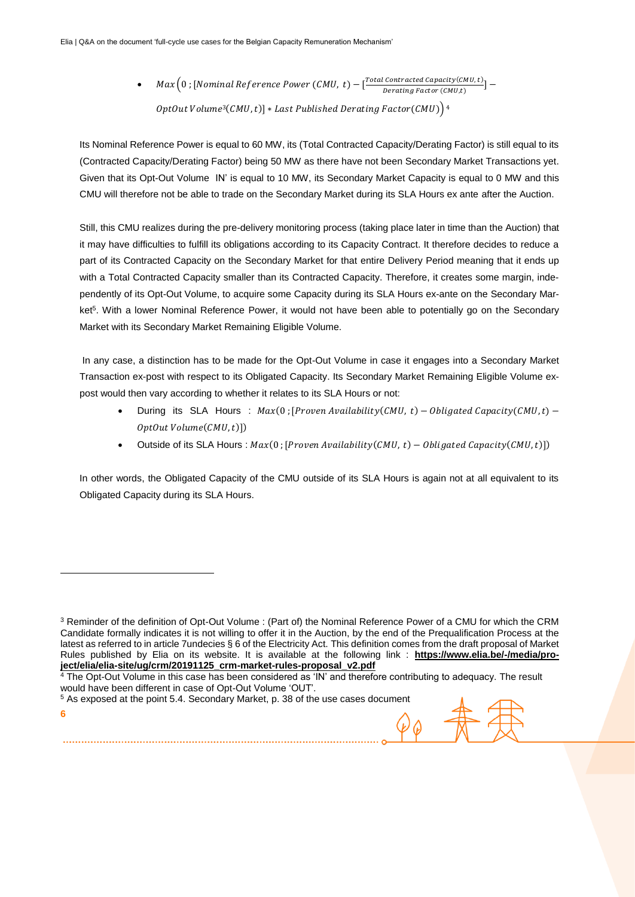- $Max\left(0\,;[Nominal\,Reference\,Power\,(CMU,\,t) - [\frac{Total\,Contracted\,Capacity(CMU,t)}{Derating\,Factor\,(CMU,t)}] - OptOut\,Volume^{3}(CMU,t)] * Last\,Published\,Derating\,Factor(CMU)\right)$[4]

Its Nominal Reference Power is equal to 60 MW, its (Total Contracted Capacity/Derating Factor) is still equal to its (Contracted Capacity/Derating Factor) being 50 MW as there have not been Secondary Market Transactions yet. Given that its Opt-Out Volume IN' is equal to 10 MW, its Secondary Market Capacity is equal to 0 MW and this CMU will therefore not be able to trade on the Secondary Market during its SLA Hours ex ante after the Auction.

Still, this CMU realizes during the pre-delivery monitoring process (taking place later in time than the Auction) that it may have difficulties to fulfill its obligations according to its Capacity Contract. It therefore decides to reduce a part of its Contracted Capacity on the Secondary Market for that entire Delivery Period meaning that it ends up with a Total Contracted Capacity smaller than its Contracted Capacity. Therefore, it creates some margin, independently of its Opt-Out Volume, to acquire some Capacity during its SLA Hours ex-ante on the Secondary Market[5]. With a lower Nominal Reference Power, it would not have been able to potentially go on the Secondary Market with its Secondary Market Remaining Eligible Volume.

In any case, a distinction has to be made for the Opt-Out Volume in case it engages into a Secondary Market Transaction ex-post with respect to its Obligated Capacity. Its Secondary Market Remaining Eligible Volume ex-post would then vary according to whether it relates to its SLA Hours or not:

- During its SLA Hours : $Max(0\,;[Proven\,Availability(CMU,\,t) - Obligated\,Capacity(CMU,t) - OptOut\,Volume(CMU,t)])$
- Outside of its SLA Hours : $Max(0\,;[Proven\,Availability(CMU,\,t) - Obligated\,Capacity(CMU,t)])$

In other words, the Obligated Capacity of the CMU outside of its SLA Hours is again not at all equivalent to its Obligated Capacity during its SLA Hours.

---

[3] Reminder of the definition of Opt-Out Volume : (Part of) the Nominal Reference Power of a CMU for which the CRM Candidate formally indicates it is not willing to offer it in the Auction, by the end of the Prequalification Process at the latest as referred to in article 7undecies § 6 of the Electricity Act. This definition comes from the draft proposal of Market Rules published by Elia on its website. It is available at the following link : **https://www.elia.be/-/media/project/elia/elia-site/ug/crm/20191125_crm-market-rules-proposal_v2.pdf**

[4] The Opt-Out Volume in this case has been considered as 'IN' and therefore contributing to adequacy. The result would have been different in case of Opt-Out Volume 'OUT'.

[5] As exposed at the point 5.4. Secondary Market, p. 38 of the use cases document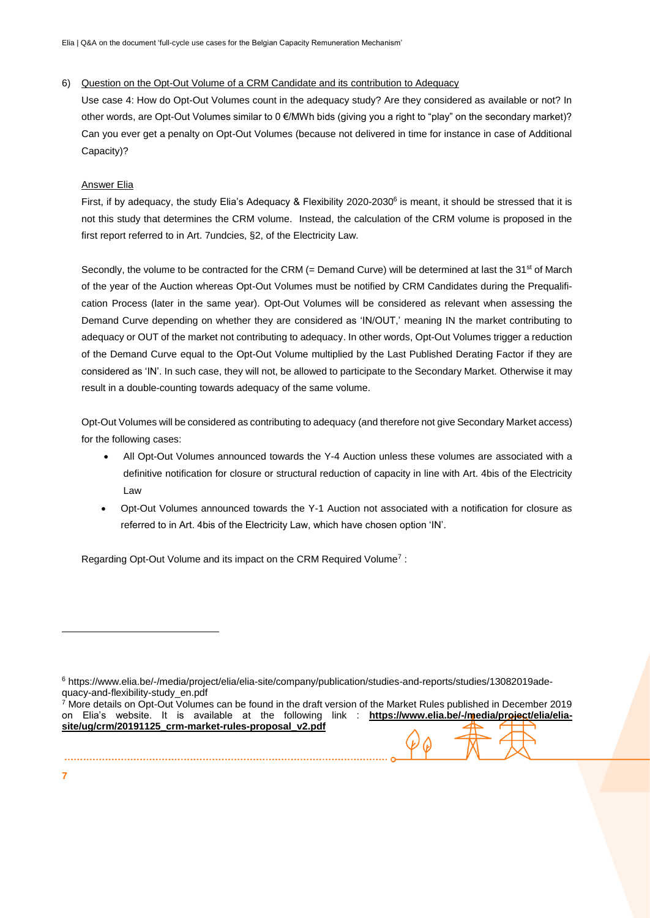6) Question on the Opt-Out Volume of a CRM Candidate and its contribution to Adequacy

Use case 4: How do Opt-Out Volumes count in the adequacy study? Are they considered as available or not? In other words, are Opt-Out Volumes similar to 0 €/MWh bids (giving you a right to "play" on the secondary market)? Can you ever get a penalty on Opt-Out Volumes (because not delivered in time for instance in case of Additional Capacity)?

Answer Elia

First, if by adequacy, the study Elia's Adequacy & Flexibility 2020-2030[6] is meant, it should be stressed that it is not this study that determines the CRM volume. Instead, the calculation of the CRM volume is proposed in the first report referred to in Art. 7undcies, §2, of the Electricity Law.

Secondly, the volume to be contracted for the CRM (= Demand Curve) will be determined at last the 31st of March of the year of the Auction whereas Opt-Out Volumes must be notified by CRM Candidates during the Prequalification Process (later in the same year). Opt-Out Volumes will be considered as relevant when assessing the Demand Curve depending on whether they are considered as 'IN/OUT,' meaning IN the market contributing to adequacy or OUT of the market not contributing to adequacy. In other words, Opt-Out Volumes trigger a reduction of the Demand Curve equal to the Opt-Out Volume multiplied by the Last Published Derating Factor if they are considered as 'IN'. In such case, they will not, be allowed to participate to the Secondary Market. Otherwise it may result in a double-counting towards adequacy of the same volume.

Opt-Out Volumes will be considered as contributing to adequacy (and therefore not give Secondary Market access) for the following cases:

- All Opt-Out Volumes announced towards the Y-4 Auction unless these volumes are associated with a definitive notification for closure or structural reduction of capacity in line with Art. 4bis of the Electricity Law
- Opt-Out Volumes announced towards the Y-1 Auction not associated with a notification for closure as referred to in Art. 4bis of the Electricity Law, which have chosen option 'IN'.

Regarding Opt-Out Volume and its impact on the CRM Required Volume[7] :

---

[6] https://www.elia.be/-/media/project/elia/elia-site/company/publication/studies-and-reports/studies/13082019adequacy-and-flexibility-study_en.pdf

[7] More details on Opt-Out Volumes can be found in the draft version of the Market Rules published in December 2019 on Elia's website. It is available at the following link : **https://www.elia.be/-/media/project/elia/elia-site/ug/crm/20191125_crm-market-rules-proposal_v2.pdf**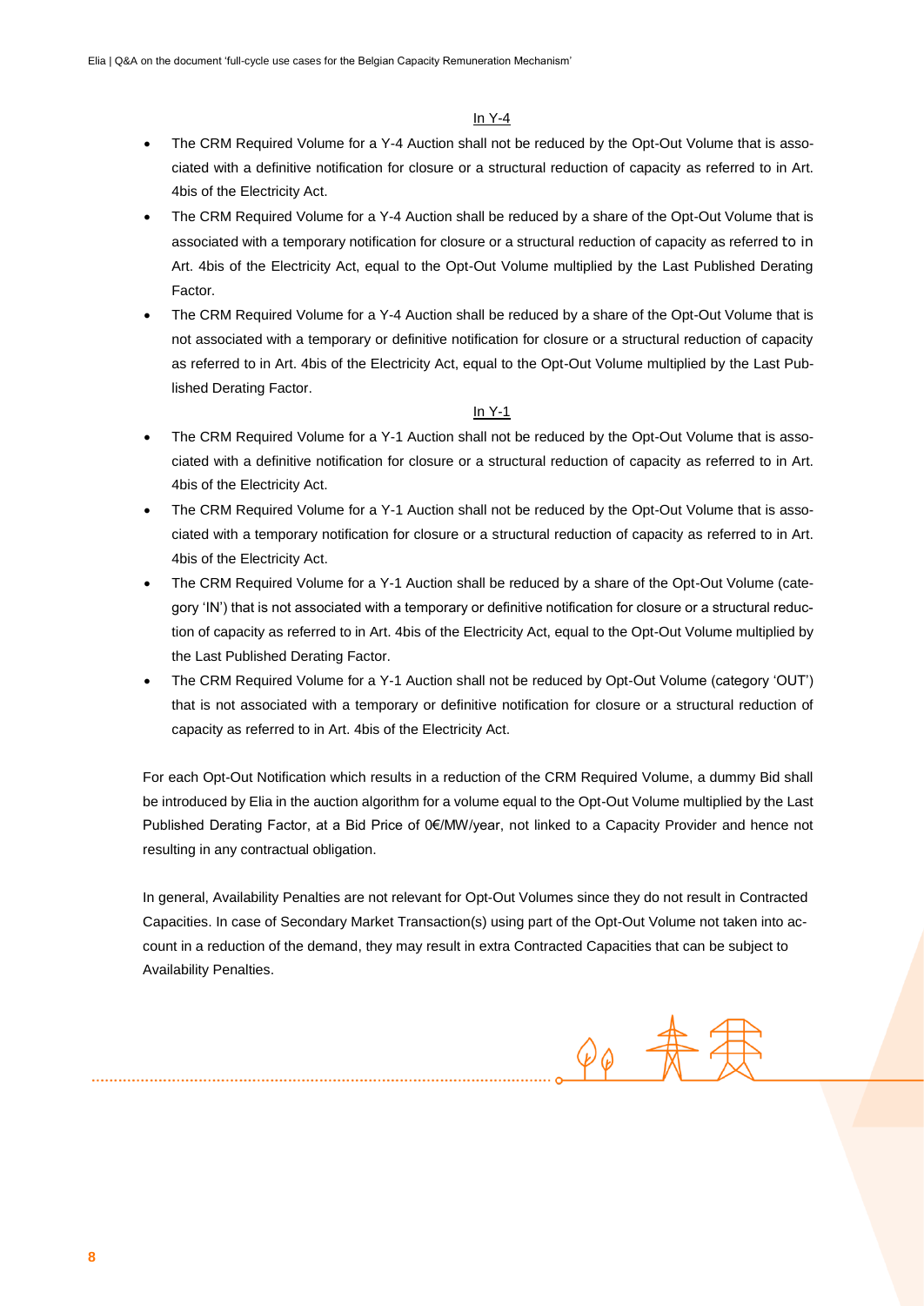<u>In Y-4</u>

- The CRM Required Volume for a Y-4 Auction shall not be reduced by the Opt-Out Volume that is associated with a definitive notification for closure or a structural reduction of capacity as referred to in Art. 4bis of the Electricity Act.
- The CRM Required Volume for a Y-4 Auction shall be reduced by a share of the Opt-Out Volume that is associated with a temporary notification for closure or a structural reduction of capacity as referred to in Art. 4bis of the Electricity Act, equal to the Opt-Out Volume multiplied by the Last Published Derating Factor.
- The CRM Required Volume for a Y-4 Auction shall be reduced by a share of the Opt-Out Volume that is not associated with a temporary or definitive notification for closure or a structural reduction of capacity as referred to in Art. 4bis of the Electricity Act, equal to the Opt-Out Volume multiplied by the Last Published Derating Factor.

<u>In Y-1</u>

- The CRM Required Volume for a Y-1 Auction shall not be reduced by the Opt-Out Volume that is associated with a definitive notification for closure or a structural reduction of capacity as referred to in Art. 4bis of the Electricity Act.
- The CRM Required Volume for a Y-1 Auction shall not be reduced by the Opt-Out Volume that is associated with a temporary notification for closure or a structural reduction of capacity as referred to in Art. 4bis of the Electricity Act.
- The CRM Required Volume for a Y-1 Auction shall be reduced by a share of the Opt-Out Volume (category 'IN') that is not associated with a temporary or definitive notification for closure or a structural reduction of capacity as referred to in Art. 4bis of the Electricity Act, equal to the Opt-Out Volume multiplied by the Last Published Derating Factor.
- The CRM Required Volume for a Y-1 Auction shall not be reduced by Opt-Out Volume (category 'OUT') that is not associated with a temporary or definitive notification for closure or a structural reduction of capacity as referred to in Art. 4bis of the Electricity Act.

For each Opt-Out Notification which results in a reduction of the CRM Required Volume, a dummy Bid shall be introduced by Elia in the auction algorithm for a volume equal to the Opt-Out Volume multiplied by the Last Published Derating Factor, at a Bid Price of 0€/MW/year, not linked to a Capacity Provider and hence not resulting in any contractual obligation.

In general, Availability Penalties are not relevant for Opt-Out Volumes since they do not result in Contracted Capacities. In case of Secondary Market Transaction(s) using part of the Opt-Out Volume not taken into account in a reduction of the demand, they may result in extra Contracted Capacities that can be subject to Availability Penalties.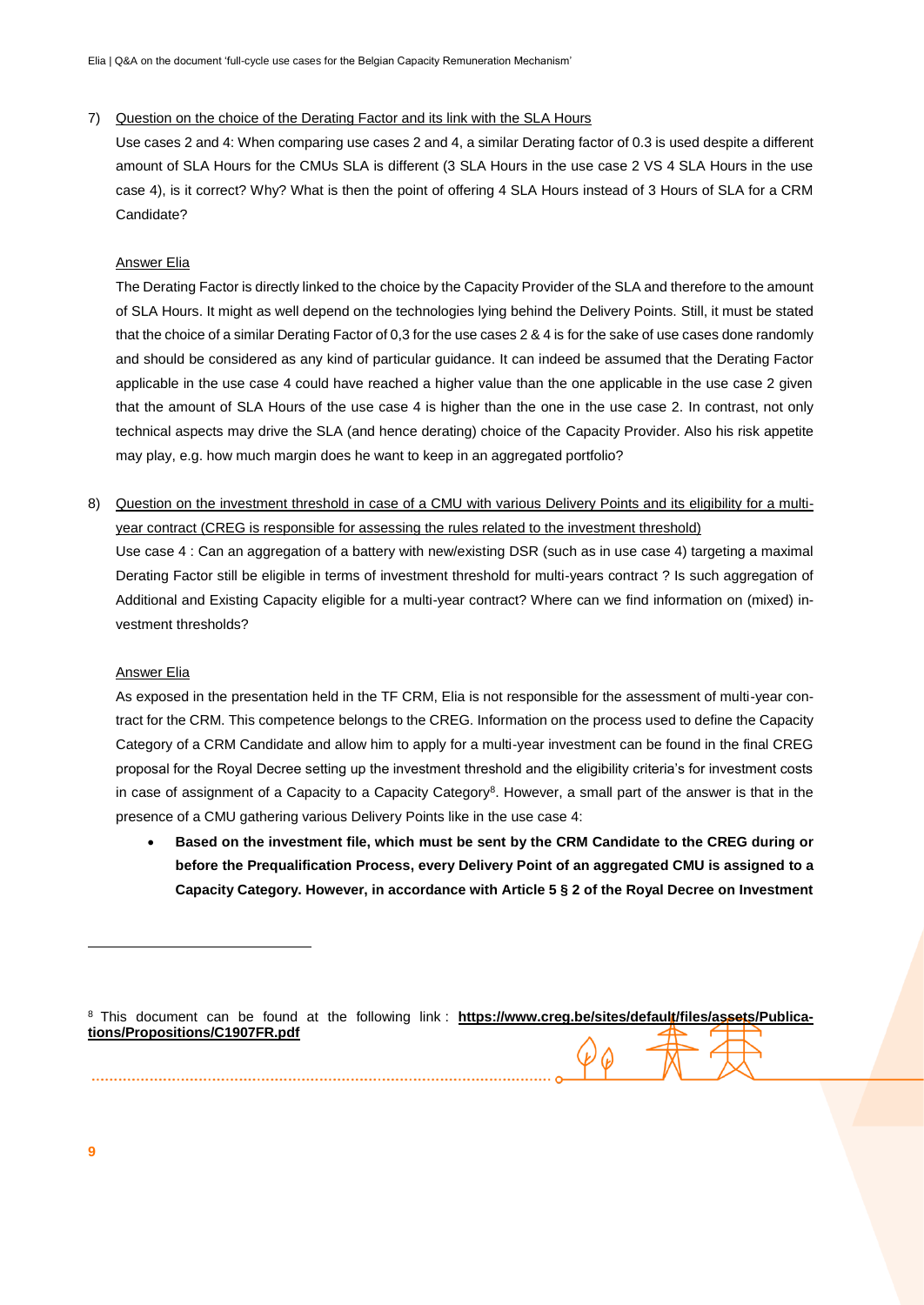7) <u>Question on the choice of the Derating Factor and its link with the SLA Hours</u>

Use cases 2 and 4: When comparing use cases 2 and 4, a similar Derating factor of 0.3 is used despite a different amount of SLA Hours for the CMUs SLA is different (3 SLA Hours in the use case 2 VS 4 SLA Hours in the use case 4), is it correct? Why? What is then the point of offering 4 SLA Hours instead of 3 Hours of SLA for a CRM Candidate?

<u>Answer Elia</u>

The Derating Factor is directly linked to the choice by the Capacity Provider of the SLA and therefore to the amount of SLA Hours. It might as well depend on the technologies lying behind the Delivery Points. Still, it must be stated that the choice of a similar Derating Factor of 0,3 for the use cases 2 & 4 is for the sake of use cases done randomly and should be considered as any kind of particular guidance. It can indeed be assumed that the Derating Factor applicable in the use case 4 could have reached a higher value than the one applicable in the use case 2 given that the amount of SLA Hours of the use case 4 is higher than the one in the use case 2. In contrast, not only technical aspects may drive the SLA (and hence derating) choice of the Capacity Provider. Also his risk appetite may play, e.g. how much margin does he want to keep in an aggregated portfolio?

8) <u>Question on the investment threshold in case of a CMU with various Delivery Points and its eligibility for a multi-year contract (CREG is responsible for assessing the rules related to the investment threshold)</u>

Use case 4 : Can an aggregation of a battery with new/existing DSR (such as in use case 4) targeting a maximal Derating Factor still be eligible in terms of investment threshold for multi-years contract ? Is such aggregation of Additional and Existing Capacity eligible for a multi-year contract? Where can we find information on (mixed) investment thresholds?

<u>Answer Elia</u>

As exposed in the presentation held in the TF CRM, Elia is not responsible for the assessment of multi-year contract for the CRM. This competence belongs to the CREG. Information on the process used to define the Capacity Category of a CRM Candidate and allow him to apply for a multi-year investment can be found in the final CREG proposal for the Royal Decree setting up the investment threshold and the eligibility criteria's for investment costs in case of assignment of a Capacity to a Capacity Category[8]. However, a small part of the answer is that in the presence of a CMU gathering various Delivery Points like in the use case 4:

- **Based on the investment file, which must be sent by the CRM Candidate to the CREG during or before the Prequalification Process, every Delivery Point of an aggregated CMU is assigned to a Capacity Category. However, in accordance with Article 5 § 2 of the Royal Decree on Investment**

[8] This document can be found at the following link : **https://www.creg.be/sites/default/files/assets/Publications/Propositions/C1907FR.pdf**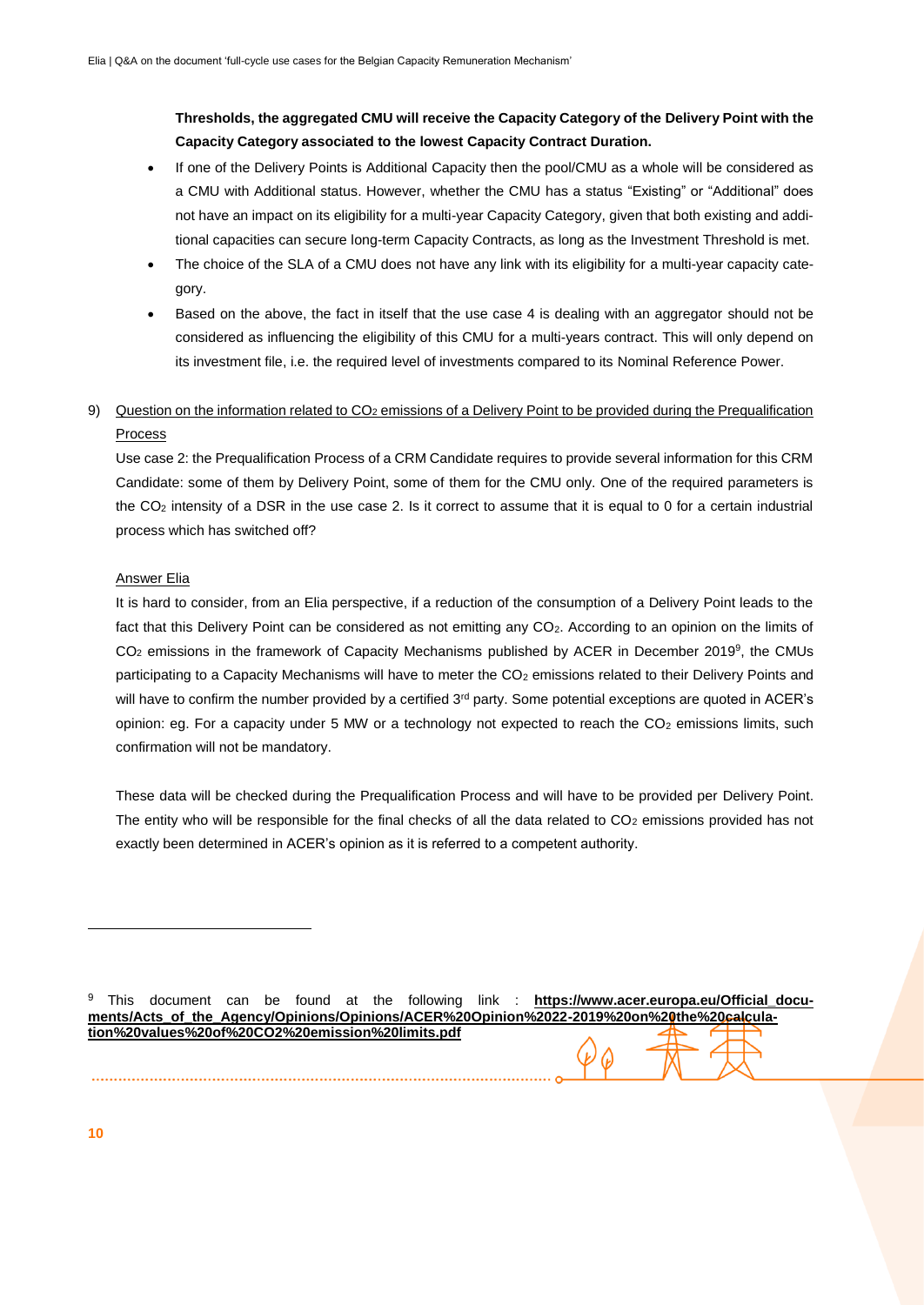**Thresholds, the aggregated CMU will receive the Capacity Category of the Delivery Point with the Capacity Category associated to the lowest Capacity Contract Duration.**

- If one of the Delivery Points is Additional Capacity then the pool/CMU as a whole will be considered as a CMU with Additional status. However, whether the CMU has a status "Existing" or "Additional" does not have an impact on its eligibility for a multi-year Capacity Category, given that both existing and additional capacities can secure long-term Capacity Contracts, as long as the Investment Threshold is met.
- The choice of the SLA of a CMU does not have any link with its eligibility for a multi-year capacity category.
- Based on the above, the fact in itself that the use case 4 is dealing with an aggregator should not be considered as influencing the eligibility of this CMU for a multi-years contract. This will only depend on its investment file, i.e. the required level of investments compared to its Nominal Reference Power.

9) Question on the information related to $CO_2$ emissions of a Delivery Point to be provided during the Prequalification Process

Use case 2: the Prequalification Process of a CRM Candidate requires to provide several information for this CRM Candidate: some of them by Delivery Point, some of them for the CMU only. One of the required parameters is the $CO_2$ intensity of a DSR in the use case 2. Is it correct to assume that it is equal to 0 for a certain industrial process which has switched off?

Answer Elia

It is hard to consider, from an Elia perspective, if a reduction of the consumption of a Delivery Point leads to the fact that this Delivery Point can be considered as not emitting any $CO_2$. According to an opinion on the limits of $CO_2$ emissions in the framework of Capacity Mechanisms published by ACER in December 2019[9], the CMUs participating to a Capacity Mechanisms will have to meter the $CO_2$ emissions related to their Delivery Points and will have to confirm the number provided by a certified 3rd party. Some potential exceptions are quoted in ACER's opinion: eg. For a capacity under 5 MW or a technology not expected to reach the $CO_2$ emissions limits, such confirmation will not be mandatory.

These data will be checked during the Prequalification Process and will have to be provided per Delivery Point. The entity who will be responsible for the final checks of all the data related to $CO_2$ emissions provided has not exactly been determined in ACER's opinion as it is referred to a competent authority.

---

[9] This document can be found at the following link : **https://www.acer.europa.eu/Official_documents/Acts_of_the_Agency/Opinions/Opinions/ACER%20Opinion%2022-2019%20on%20the%20calculation%20values%20of%20CO2%20emission%20limits.pdf**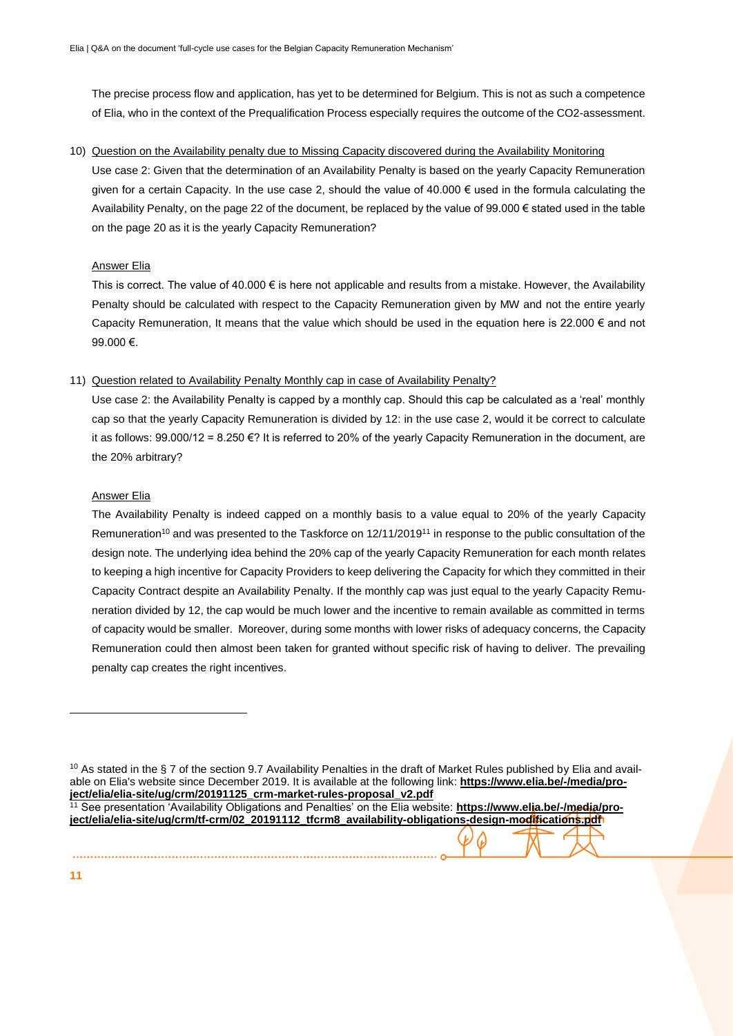The precise process flow and application, has yet to be determined for Belgium. This is not as such a competence of Elia, who in the context of the Prequalification Process especially requires the outcome of the CO2-assessment.

10) Question on the Availability penalty due to Missing Capacity discovered during the Availability Monitoring

Use case 2: Given that the determination of an Availability Penalty is based on the yearly Capacity Remuneration given for a certain Capacity. In the use case 2, should the value of 40.000 € used in the formula calculating the Availability Penalty, on the page 22 of the document, be replaced by the value of 99.000 € stated used in the table on the page 20 as it is the yearly Capacity Remuneration?

Answer Elia

This is correct. The value of 40.000 € is here not applicable and results from a mistake. However, the Availability Penalty should be calculated with respect to the Capacity Remuneration given by MW and not the entire yearly Capacity Remuneration, It means that the value which should be used in the equation here is 22.000 € and not 99.000 €.

11) Question related to Availability Penalty Monthly cap in case of Availability Penalty?

Use case 2: the Availability Penalty is capped by a monthly cap. Should this cap be calculated as a 'real' monthly cap so that the yearly Capacity Remuneration is divided by 12: in the use case 2, would it be correct to calculate it as follows: 99.000/12 = 8.250 €? It is referred to 20% of the yearly Capacity Remuneration in the document, are the 20% arbitrary?

Answer Elia

The Availability Penalty is indeed capped on a monthly basis to a value equal to 20% of the yearly Capacity Remuneration[10] and was presented to the Taskforce on 12/11/2019[11] in response to the public consultation of the design note. The underlying idea behind the 20% cap of the yearly Capacity Remuneration for each month relates to keeping a high incentive for Capacity Providers to keep delivering the Capacity for which they committed in their Capacity Contract despite an Availability Penalty. If the monthly cap was just equal to the yearly Capacity Remuneration divided by 12, the cap would be much lower and the incentive to remain available as committed in terms of capacity would be smaller. Moreover, during some months with lower risks of adequacy concerns, the Capacity Remuneration could then almost been taken for granted without specific risk of having to deliver. The prevailing penalty cap creates the right incentives.

---

[10] As stated in the § 7 of the section 9.7 Availability Penalties in the draft of Market Rules published by Elia and available on Elia's website since December 2019. It is available at the following link: **https://www.elia.be/-/media/project/elia/elia-site/ug/crm/20191125_crm-market-rules-proposal_v2.pdf**

[11] See presentation 'Availability Obligations and Penalties' on the Elia website: **https://www.elia.be/-/media/project/elia/elia-site/ug/crm/tf-crm/02_20191112_tfcrm8_availability-obligations-design-modifications.pdf**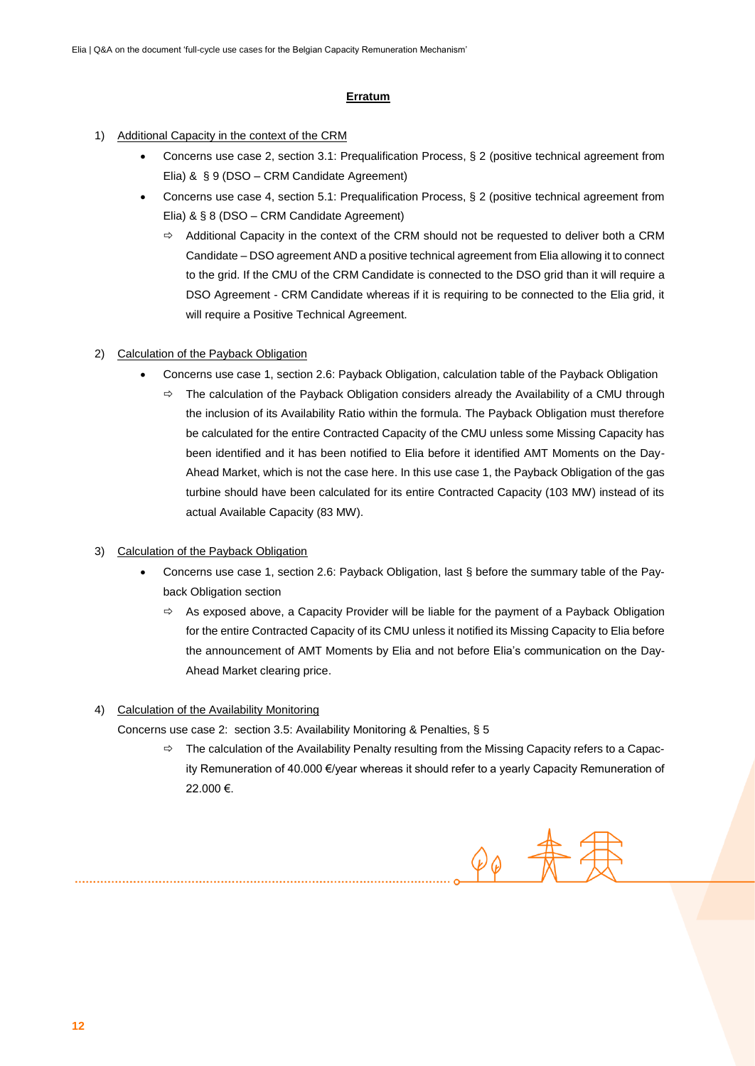## Erratum

1) Additional Capacity in the context of the CRM
   - Concerns use case 2, section 3.1: Prequalification Process, § 2 (positive technical agreement from Elia) & § 9 (DSO – CRM Candidate Agreement)
   - Concerns use case 4, section 5.1: Prequalification Process, § 2 (positive technical agreement from Elia) & § 8 (DSO – CRM Candidate Agreement)
     - ⇨ Additional Capacity in the context of the CRM should not be requested to deliver both a CRM Candidate – DSO agreement AND a positive technical agreement from Elia allowing it to connect to the grid. If the CMU of the CRM Candidate is connected to the DSO grid than it will require a DSO Agreement - CRM Candidate whereas if it is requiring to be connected to the Elia grid, it will require a Positive Technical Agreement.

2) Calculation of the Payback Obligation
   - Concerns use case 1, section 2.6: Payback Obligation, calculation table of the Payback Obligation
     - ⇨ The calculation of the Payback Obligation considers already the Availability of a CMU through the inclusion of its Availability Ratio within the formula. The Payback Obligation must therefore be calculated for the entire Contracted Capacity of the CMU unless some Missing Capacity has been identified and it has been notified to Elia before it identified AMT Moments on the Day-Ahead Market, which is not the case here. In this use case 1, the Payback Obligation of the gas turbine should have been calculated for its entire Contracted Capacity (103 MW) instead of its actual Available Capacity (83 MW).

3) Calculation of the Payback Obligation
   - Concerns use case 1, section 2.6: Payback Obligation, last § before the summary table of the Payback Obligation section
     - ⇨ As exposed above, a Capacity Provider will be liable for the payment of a Payback Obligation for the entire Contracted Capacity of its CMU unless it notified its Missing Capacity to Elia before the announcement of AMT Moments by Elia and not before Elia's communication on the Day-Ahead Market clearing price.

4) Calculation of the Availability Monitoring

   Concerns use case 2: section 3.5: Availability Monitoring & Penalties, § 5
     - ⇨ The calculation of the Availability Penalty resulting from the Missing Capacity refers to a Capacity Remuneration of 40.000 €/year whereas it should refer to a yearly Capacity Remuneration of 22.000 €.